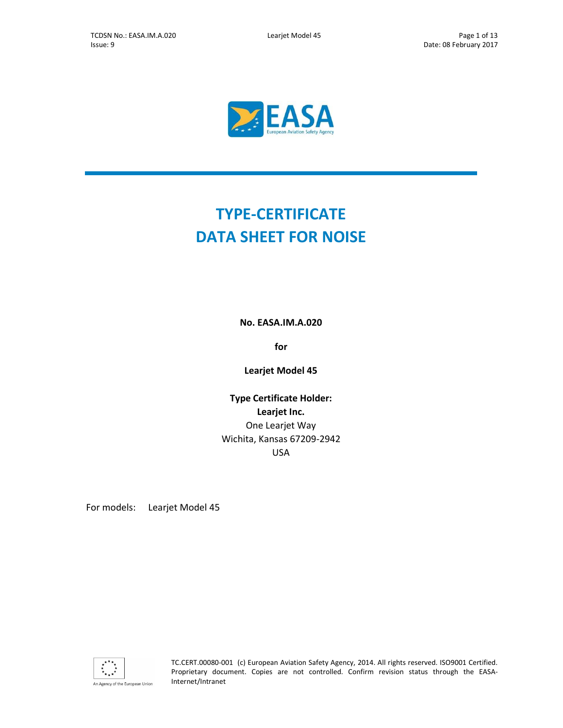# TYPE-CERTIFICATE DATA SHEET FOR NOISE

**No. EASA.IM.A.020**

**for**

**Learjet Model 45**

**Type Certificate Holder:**
**Learjet Inc.**
One Learjet Way
Wichita, Kansas 67209-2942
USA

For models: Learjet Model 45

TC.CERT.00080-001 (c) European Aviation Safety Agency, 2014. All rights reserved. ISO9001 Certified. Proprietary document. Copies are not controlled. Confirm revision status through the EASA-Internet/Intranet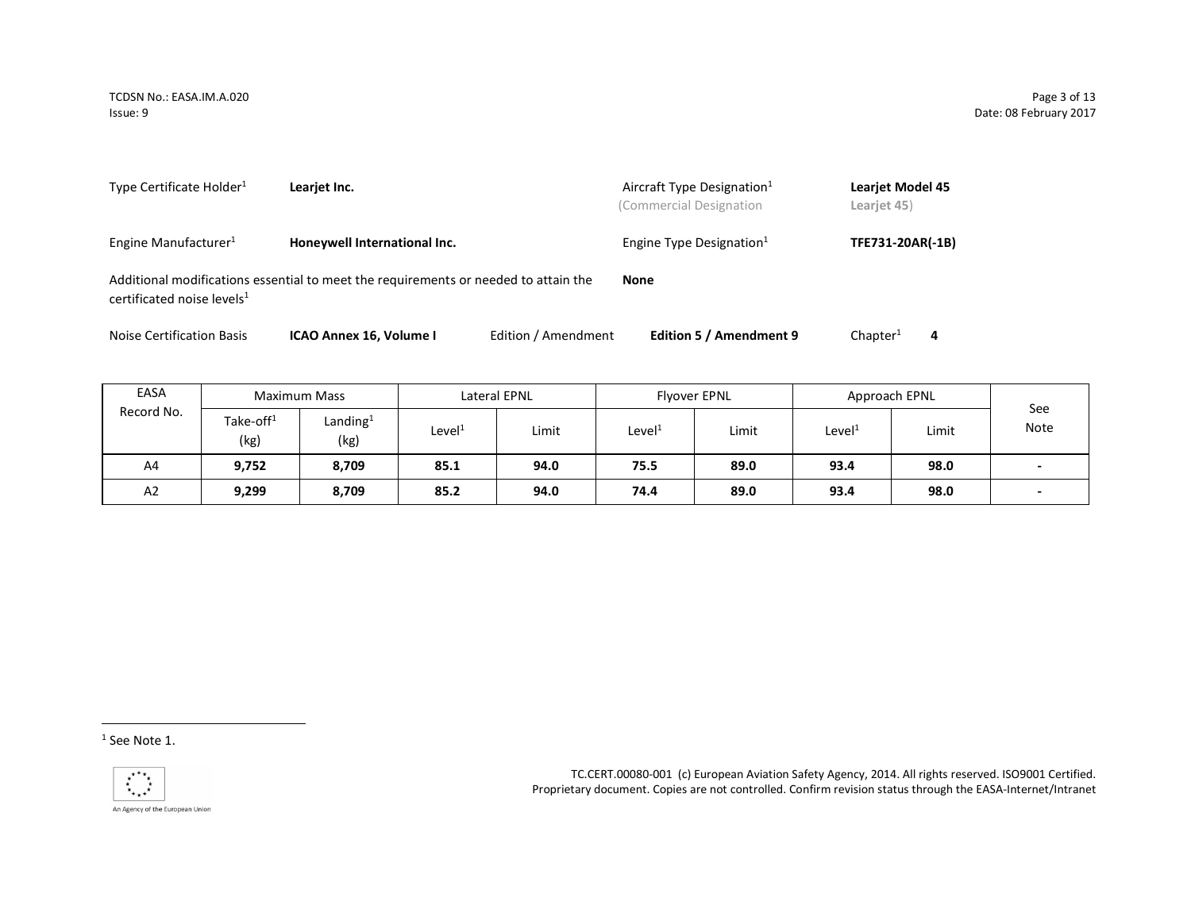Type Certificate Holder[1] **Learjet Inc.**

Aircraft Type Designation[1] **Learjet Model 45**
(Commercial Designation **Learjet 45**)

Engine Manufacturer[1] **Honeywell International Inc.**

Engine Type Designation[1] **TFE731-20AR(-1B)**

Additional modifications essential to meet the requirements or needed to attain the certificated noise levels[1] **None**

Noise Certification Basis **ICAO Annex 16, Volume I** Edition / Amendment **Edition 5 / Amendment 9** Chapter[1] **4**

| EASA Record No. | Maximum Mass | | Lateral EPNL | | Flyover EPNL | | Approach EPNL | | See Note |
|---|---|---|---|---|---|---|---|---|---|
| | Take-off[1] (kg) | Landing[1] (kg) | Level[1] | Limit | Level[1] | Limit | Level[1] | Limit | |
| A4 | **9,752** | **8,709** | **85.1** | **94.0** | **75.5** | **89.0** | **93.4** | **98.0** | **-** |
| A2 | **9,299** | **8,709** | **85.2** | **94.0** | **74.4** | **89.0** | **93.4** | **98.0** | **-** |

[1] See Note 1.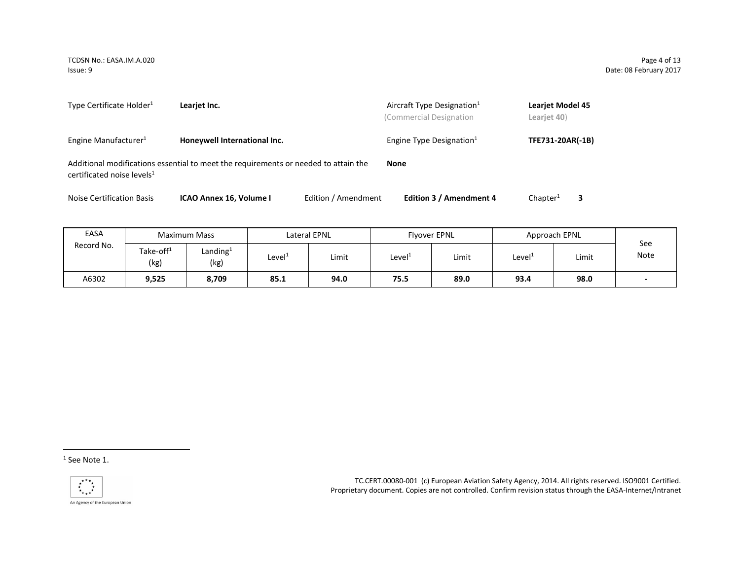Type Certificate Holder[1] **Learjet Inc.**

Aircraft Type Designation[1] **Learjet Model 45**
(Commercial Designation **Learjet 40**)

Engine Manufacturer[1] **Honeywell International Inc.**

Engine Type Designation[1] **TFE731-20AR(-1B)**

Additional modifications essential to meet the requirements or needed to attain the certificated noise levels[1] **None**

Noise Certification Basis **ICAO Annex 16, Volume I** Edition / Amendment **Edition 3 / Amendment 4** Chapter[1] **3**

| EASA Record No. | Maximum Mass | | Lateral EPNL | | Flyover EPNL | | Approach EPNL | | See Note |
|---|---|---|---|---|---|---|---|---|---|
| | Take-off[1] (kg) | Landing[1] (kg) | Level[1] | Limit | Level[1] | Limit | Level[1] | Limit | |
| A6302 | **9,525** | **8,709** | **85.1** | **94.0** | **75.5** | **89.0** | **93.4** | **98.0** | **-** |

[1] See Note 1.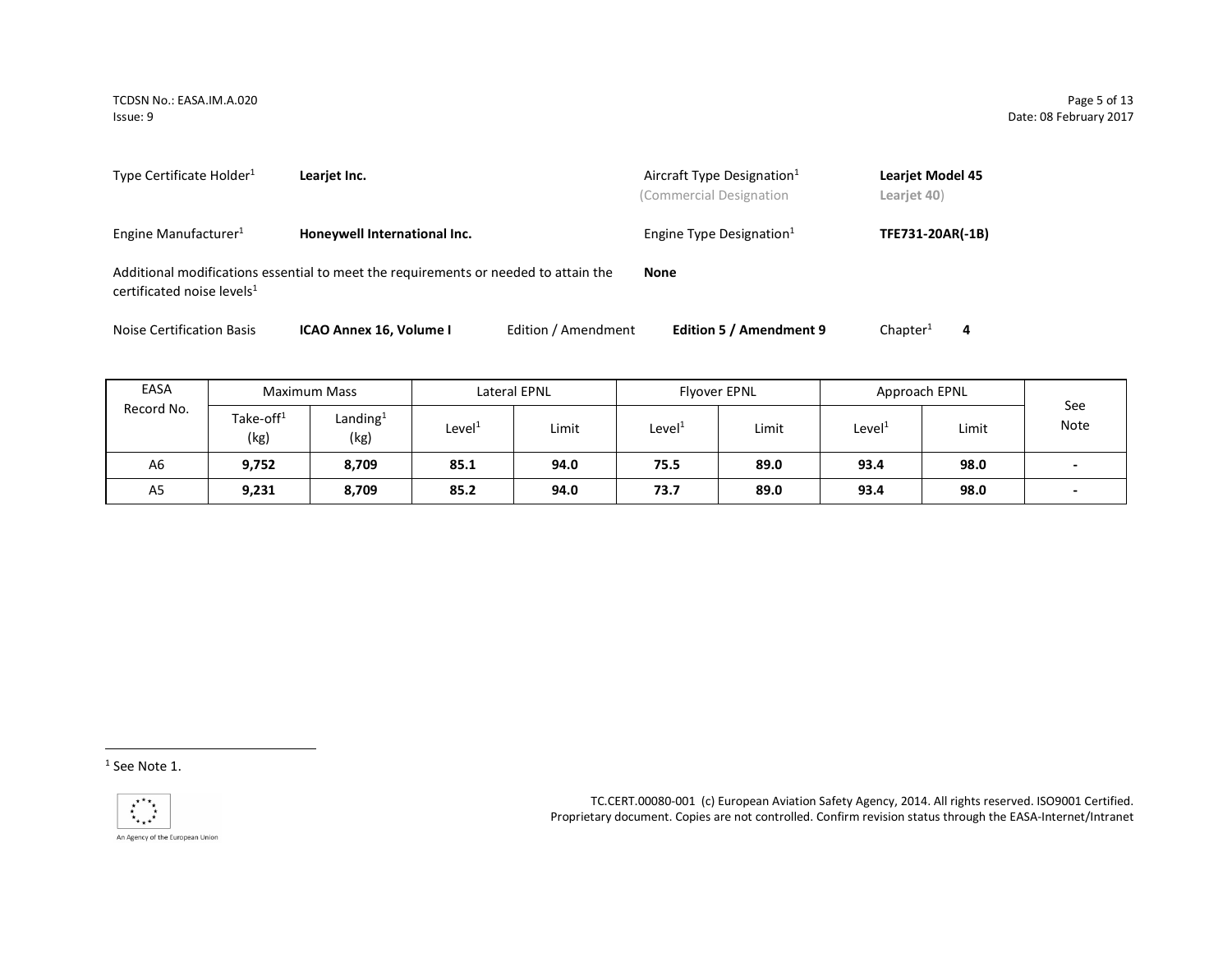Type Certificate Holder[1] **Learjet Inc.**

Aircraft Type Designation[1] **Learjet Model 45**
(Commercial Designation **Learjet 40**)

Engine Manufacturer[1] **Honeywell International Inc.**

Engine Type Designation[1] **TFE731-20AR(-1B)**

Additional modifications essential to meet the requirements or needed to attain the certificated noise levels[1] **None**

Noise Certification Basis **ICAO Annex 16, Volume I** Edition / Amendment **Edition 5 / Amendment 9** Chapter[1] **4**

| EASA Record No. | Maximum Mass | | Lateral EPNL | | Flyover EPNL | | Approach EPNL | | See Note |
|---|---|---|---|---|---|---|---|---|---|
| | Take-off[1] (kg) | Landing[1] (kg) | Level[1] | Limit | Level[1] | Limit | Level[1] | Limit | |
| A6 | **9,752** | **8,709** | **85.1** | **94.0** | **75.5** | **89.0** | **93.4** | **98.0** | **-** |
| A5 | **9,231** | **8,709** | **85.2** | **94.0** | **73.7** | **89.0** | **93.4** | **98.0** | **-** |

[1] See Note 1.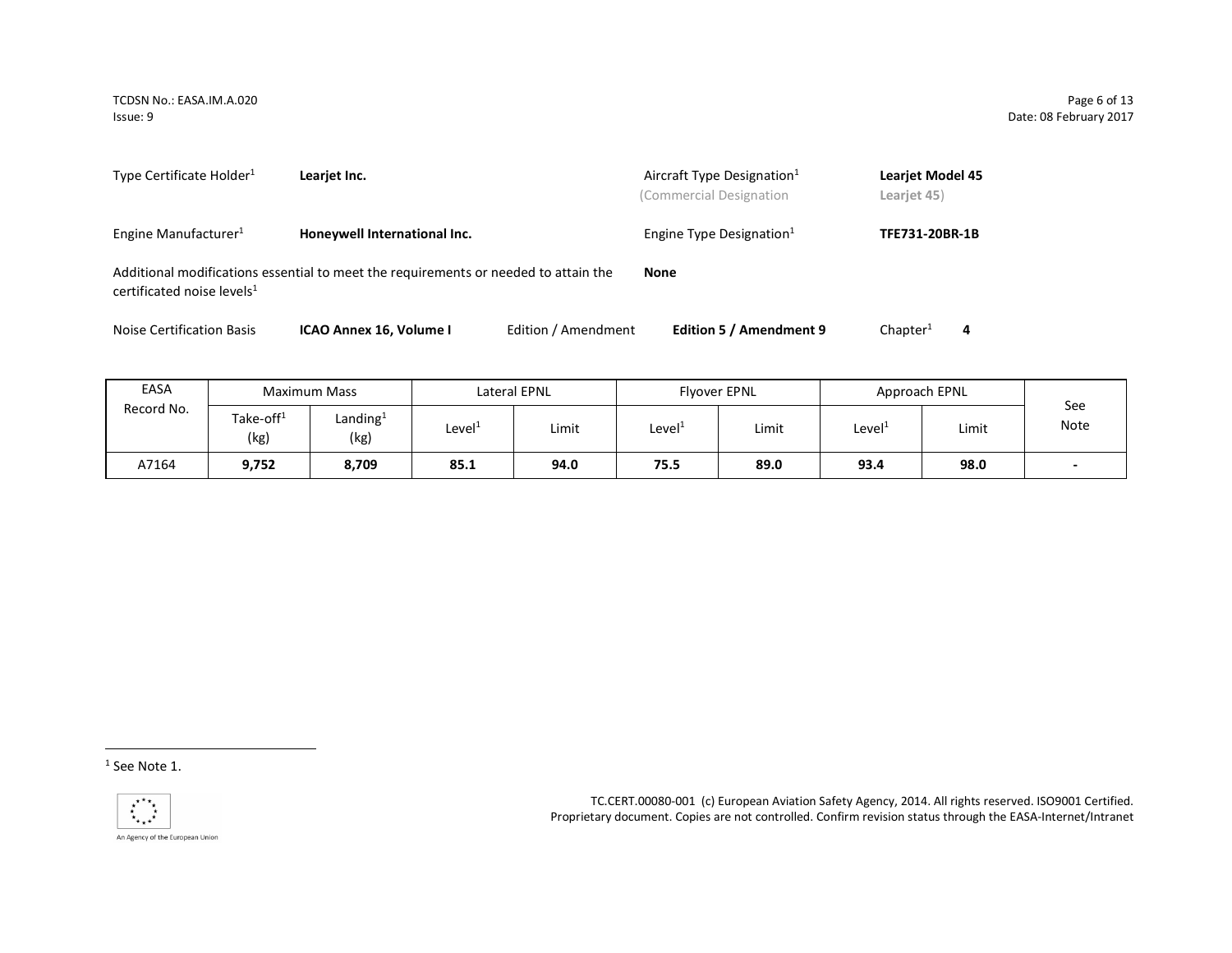Type Certificate Holder[1] **Learjet Inc.**

Aircraft Type Designation[1] **Learjet Model 45**
(Commercial Designation **Learjet 45**)

Engine Manufacturer[1] **Honeywell International Inc.**

Engine Type Designation[1] **TFE731-20BR-1B**

Additional modifications essential to meet the requirements or needed to attain the certificated noise levels[1] **None**

Noise Certification Basis **ICAO Annex 16, Volume I** Edition / Amendment **Edition 5 / Amendment 9** Chapter[1] **4**

| EASA Record No. | Maximum Mass | | Lateral EPNL | | Flyover EPNL | | Approach EPNL | | See Note |
|---|---|---|---|---|---|---|---|---|---|
| | Take-off[1] (kg) | Landing[1] (kg) | Level[1] | Limit | Level[1] | Limit | Level[1] | Limit | |
| A7164 | **9,752** | **8,709** | **85.1** | **94.0** | **75.5** | **89.0** | **93.4** | **98.0** | **-** |

[1] See Note 1.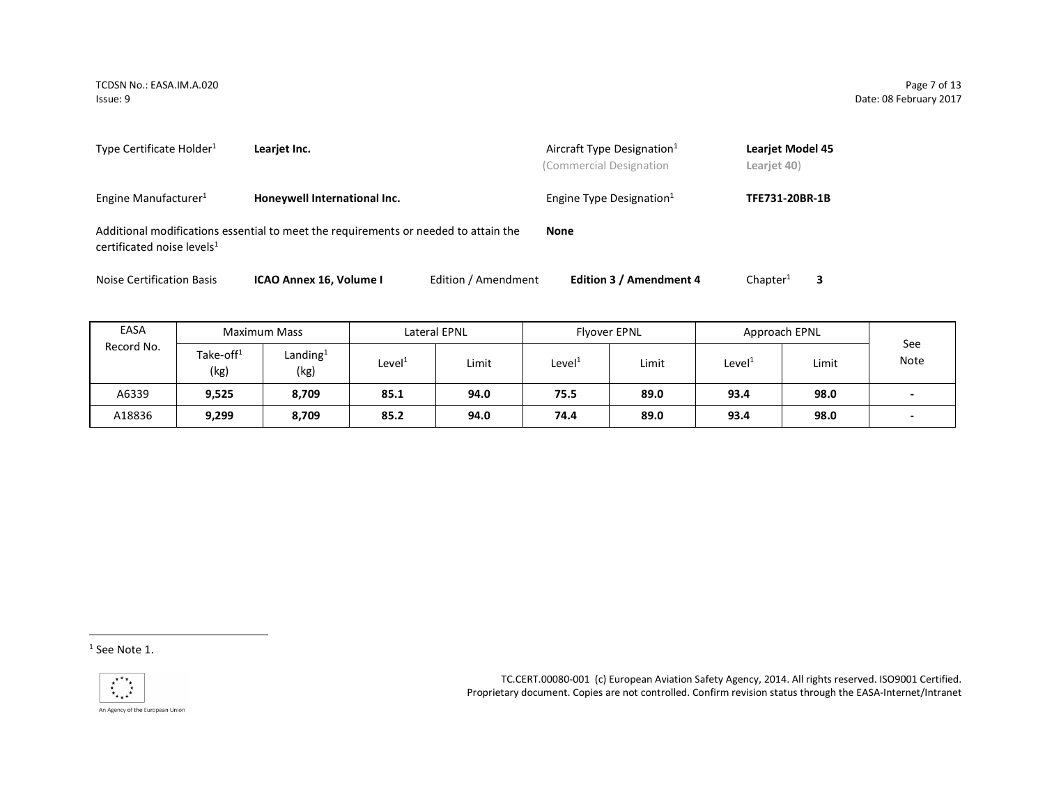Type Certificate Holder[1] **Learjet Inc.**

Aircraft Type Designation[1] **Learjet Model 45**
(Commercial Designation **Learjet 40**)

Engine Manufacturer[1] **Honeywell International Inc.**

Engine Type Designation[1] **TFE731-20BR-1B**

Additional modifications essential to meet the requirements or needed to attain the certificated noise levels[1] **None**

Noise Certification Basis **ICAO Annex 16, Volume I** Edition / Amendment **Edition 3 / Amendment 4** Chapter[1] **3**

| EASA Record No. | Maximum Mass | | Lateral EPNL | | Flyover EPNL | | Approach EPNL | | See Note |
|---|---|---|---|---|---|---|---|---|---|
| | Take-off[1] (kg) | Landing[1] (kg) | Level[1] | Limit | Level[1] | Limit | Level[1] | Limit | |
| A6339 | **9,525** | **8,709** | **85.1** | **94.0** | **75.5** | **89.0** | **93.4** | **98.0** | **-** |
| A18836 | **9,299** | **8,709** | **85.2** | **94.0** | **74.4** | **89.0** | **93.4** | **98.0** | **-** |

[1] See Note 1.

TC.CERT.00080-001 (c) European Aviation Safety Agency, 2014. All rights reserved. ISO9001 Certified. Proprietary document. Copies are not controlled. Confirm revision status through the EASA-Internet/Intranet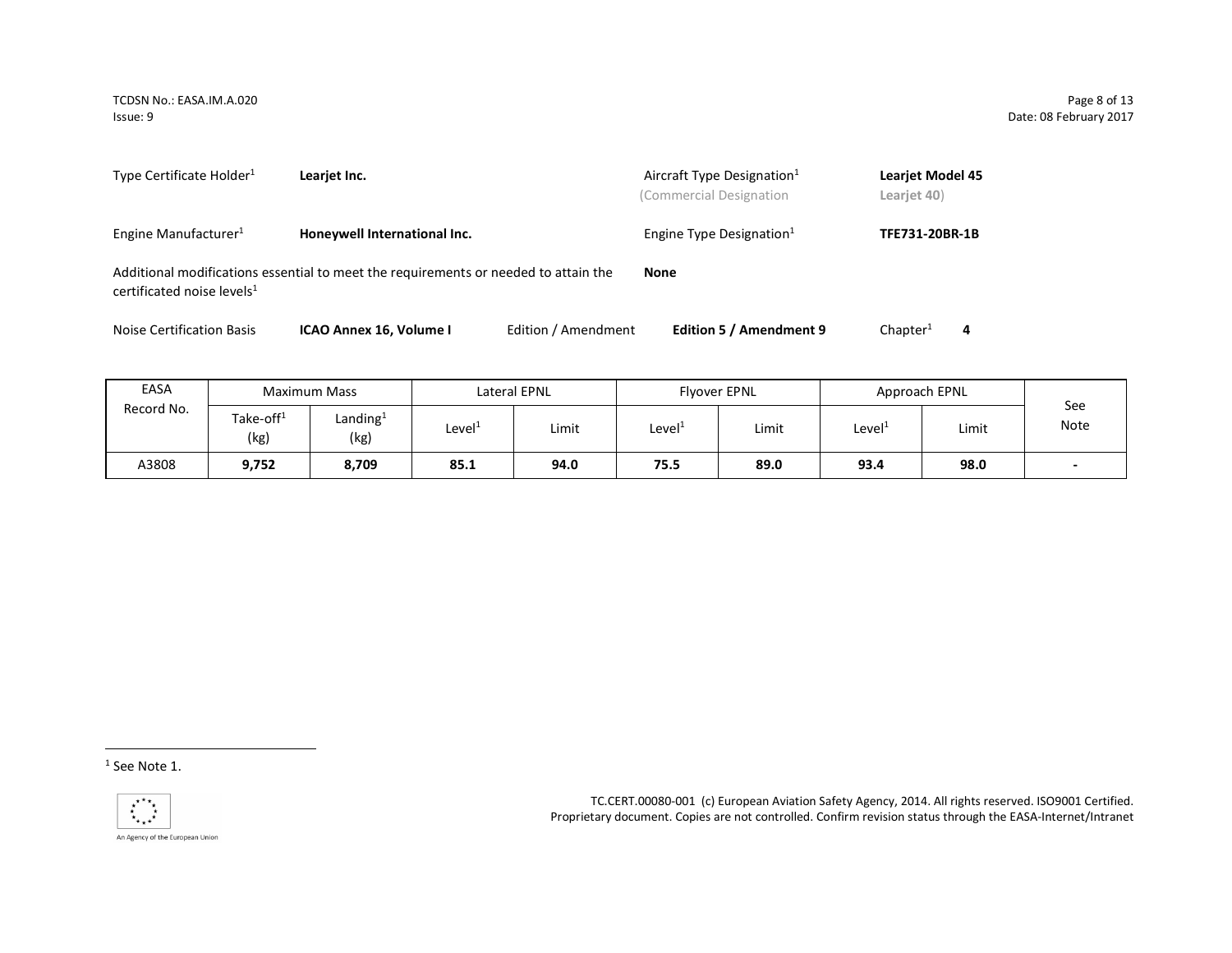Type Certificate Holder[1] **Learjet Inc.**

Aircraft Type Designation[1] **Learjet Model 45**
(Commercial Designation **Learjet 40**)

Engine Manufacturer[1] **Honeywell International Inc.**

Engine Type Designation[1] **TFE731-20BR-1B**

Additional modifications essential to meet the requirements or needed to attain the certificated noise levels[1] **None**

Noise Certification Basis **ICAO Annex 16, Volume I** Edition / Amendment **Edition 5 / Amendment 9** Chapter[1] **4**

| EASA Record No. | Maximum Mass | | Lateral EPNL | | Flyover EPNL | | Approach EPNL | | See Note |
|---|---|---|---|---|---|---|---|---|---|
| | Take-off[1] (kg) | Landing[1] (kg) | Level[1] | Limit | Level[1] | Limit | Level[1] | Limit | |
| A3808 | **9,752** | **8,709** | **85.1** | **94.0** | **75.5** | **89.0** | **93.4** | **98.0** | **-** |

[1] See Note 1.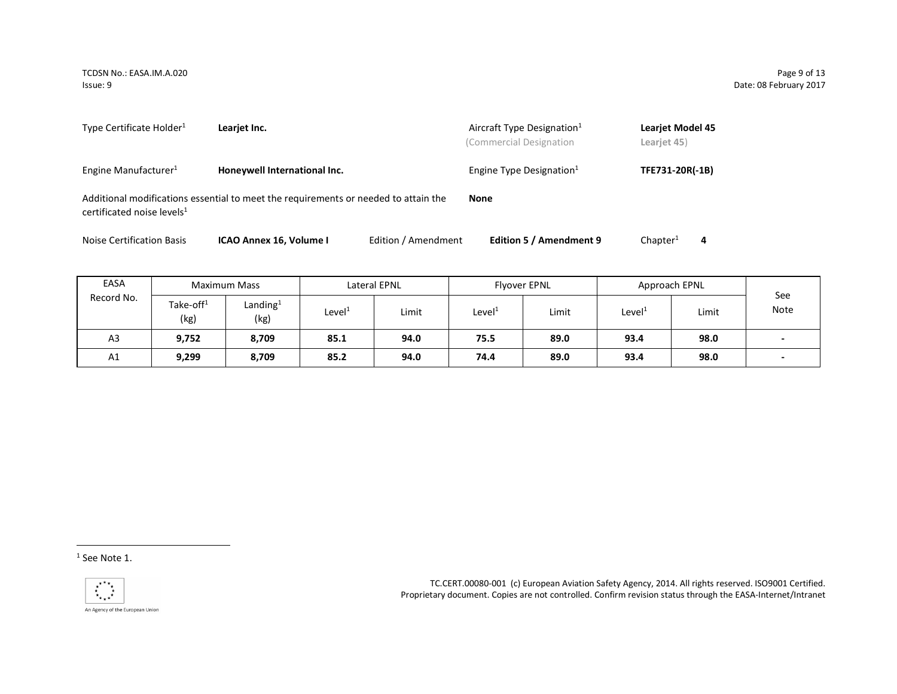| Type Certificate Holder[1] | **Learjet Inc.** | Aircraft Type Designation[1] (Commercial Designation | **Learjet Model 45** **Learjet 45**) |
|---|---|---|---|
| Engine Manufacturer[1] | **Honeywell International Inc.** | Engine Type Designation[1] | **TFE731-20R(-1B)** |

Additional modifications essential to meet the requirements or needed to attain the certificated noise levels[1] **None**

Noise Certification Basis **ICAO Annex 16, Volume I** Edition / Amendment **Edition 5 / Amendment 9** Chapter[1] **4**

| EASA Record No. | Maximum Mass | | Lateral EPNL | | Flyover EPNL | | Approach EPNL | | See Note |
|---|---|---|---|---|---|---|---|---|---|
| | Take-off[1] (kg) | Landing[1] (kg) | Level[1] | Limit | Level[1] | Limit | Level[1] | Limit | |
| A3 | **9,752** | **8,709** | **85.1** | **94.0** | **75.5** | **89.0** | **93.4** | **98.0** | **-** |
| A1 | **9,299** | **8,709** | **85.2** | **94.0** | **74.4** | **89.0** | **93.4** | **98.0** | **-** |

[1] See Note 1.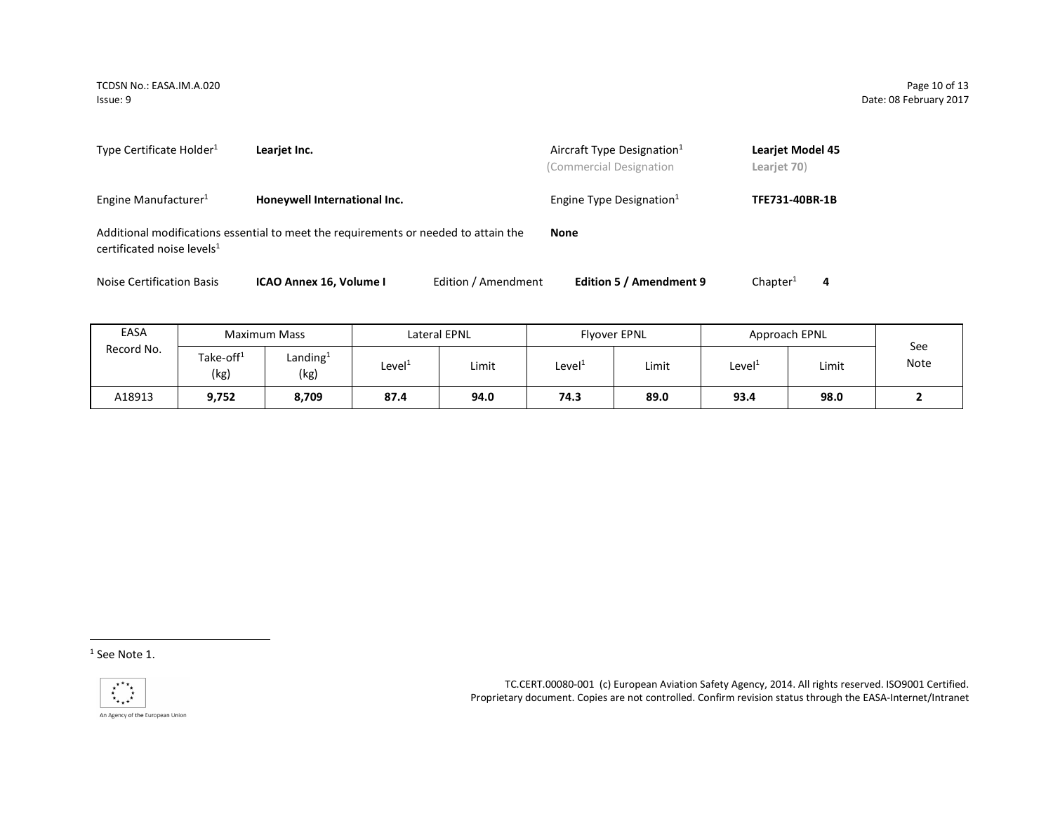Type Certificate Holder[1] **Learjet Inc.**

Aircraft Type Designation[1] **Learjet Model 45**
(Commercial Designation **Learjet 70**)

Engine Manufacturer[1] **Honeywell International Inc.**

Engine Type Designation[1] **TFE731-40BR-1B**

Additional modifications essential to meet the requirements or needed to attain the certificated noise levels[1] **None**

Noise Certification Basis **ICAO Annex 16, Volume I** Edition / Amendment **Edition 5 / Amendment 9** Chapter[1] **4**

| EASA Record No. | Maximum Mass | | Lateral EPNL | | Flyover EPNL | | Approach EPNL | | See Note |
|---|---|---|---|---|---|---|---|---|---|
| | Take-off[1] (kg) | Landing[1] (kg) | Level[1] | Limit | Level[1] | Limit | Level[1] | Limit | |
| A18913 | **9,752** | **8,709** | **87.4** | **94.0** | **74.3** | **89.0** | **93.4** | **98.0** | **2** |

[1] See Note 1.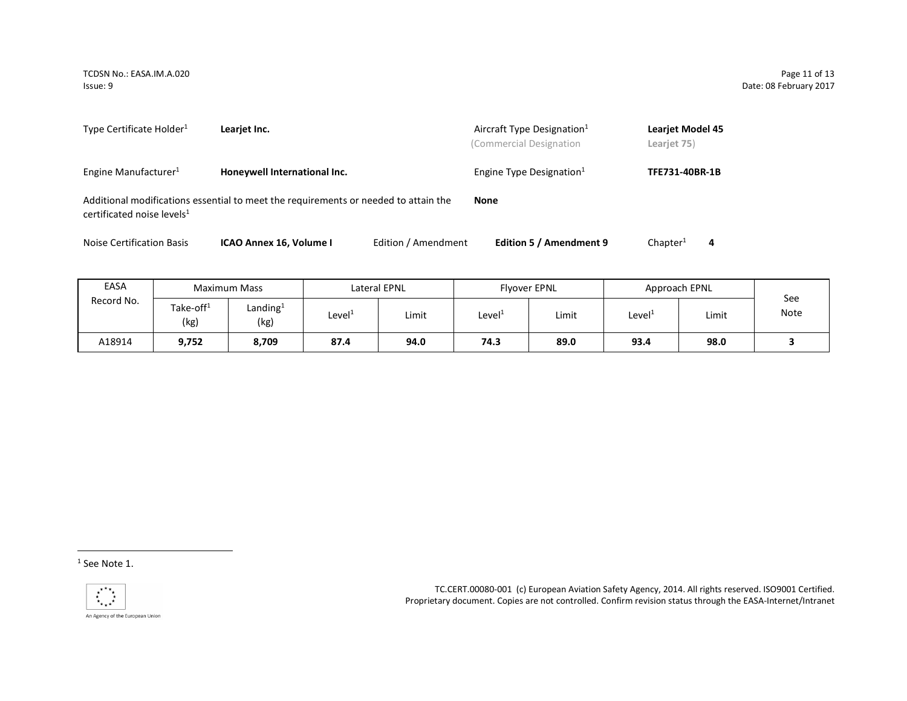Type Certificate Holder[1] **Learjet Inc.**

Aircraft Type Designation[1] **Learjet Model 45**
(Commercial Designation **Learjet 75**)

Engine Manufacturer[1] **Honeywell International Inc.**

Engine Type Designation[1] **TFE731-40BR-1B**

Additional modifications essential to meet the requirements or needed to attain the certificated noise levels[1] **None**

Noise Certification Basis **ICAO Annex 16, Volume I** Edition / Amendment **Edition 5 / Amendment 9** Chapter[1] **4**

| EASA Record No. | Maximum Mass | | Lateral EPNL | | Flyover EPNL | | Approach EPNL | | See Note |
|---|---|---|---|---|---|---|---|---|---|
| | Take-off[1] (kg) | Landing[1] (kg) | Level[1] | Limit | Level[1] | Limit | Level[1] | Limit | |
| A18914 | **9,752** | **8,709** | **87.4** | **94.0** | **74.3** | **89.0** | **93.4** | **98.0** | **3** |

[1] See Note 1.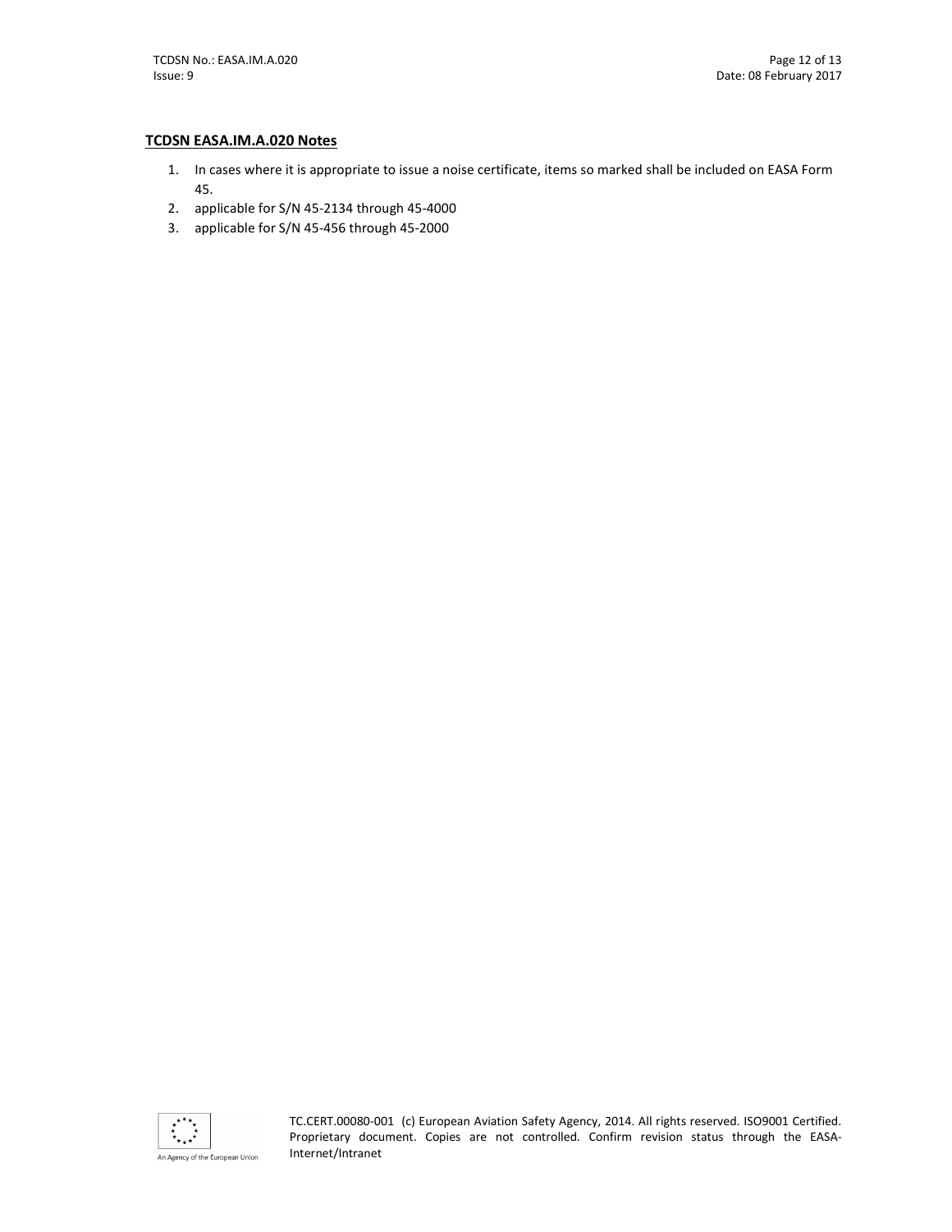**TCDSN EASA.IM.A.020 Notes**

1. In cases where it is appropriate to issue a noise certificate, items so marked shall be included on EASA Form 45.
2. applicable for S/N 45-2134 through 45-4000
3. applicable for S/N 45-456 through 45-2000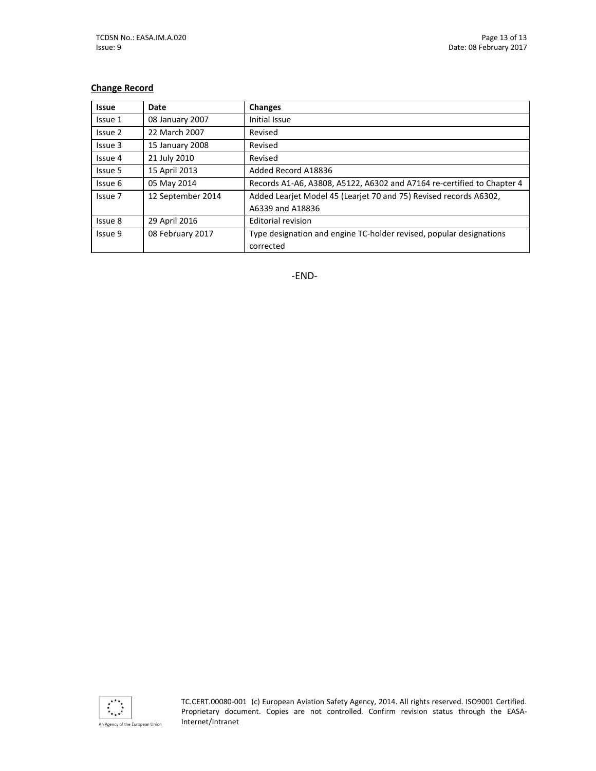**Change Record**

| Issue | Date | Changes |
|---|---|---|
| Issue 1 | 08 January 2007 | Initial Issue |
| Issue 2 | 22 March 2007 | Revised |
| Issue 3 | 15 January 2008 | Revised |
| Issue 4 | 21 July 2010 | Revised |
| Issue 5 | 15 April 2013 | Added Record A18836 |
| Issue 6 | 05 May 2014 | Records A1-A6, A3808, A5122, A6302 and A7164 re-certified to Chapter 4 |
| Issue 7 | 12 September 2014 | Added Learjet Model 45 (Learjet 70 and 75) Revised records A6302, A6339 and A18836 |
| Issue 8 | 29 April 2016 | Editorial revision |
| Issue 9 | 08 February 2017 | Type designation and engine TC-holder revised, popular designations corrected |

-END-